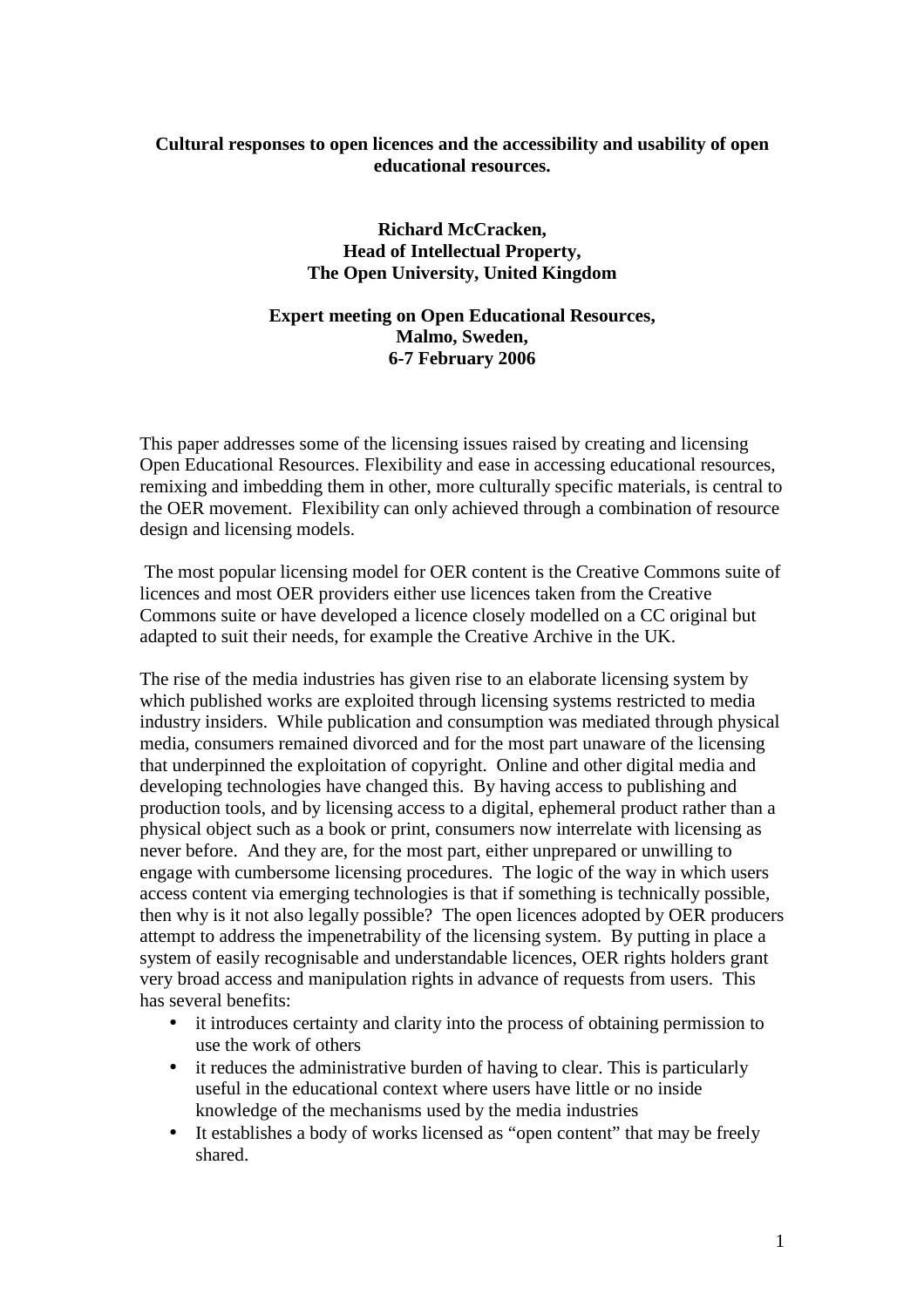# Cultural responses to open licences and the accessibility and usability of open educational resources.

**Richard McCracken,**
**Head of Intellectual Property,**
**The Open University, United Kingdom**

**Expert meeting on Open Educational Resources,**
**Malmo, Sweden,**
**6-7 February 2006**

This paper addresses some of the licensing issues raised by creating and licensing Open Educational Resources. Flexibility and ease in accessing educational resources, remixing and imbedding them in other, more culturally specific materials, is central to the OER movement. Flexibility can only achieved through a combination of resource design and licensing models.

The most popular licensing model for OER content is the Creative Commons suite of licences and most OER providers either use licences taken from the Creative Commons suite or have developed a licence closely modelled on a CC original but adapted to suit their needs, for example the Creative Archive in the UK.

The rise of the media industries has given rise to an elaborate licensing system by which published works are exploited through licensing systems restricted to media industry insiders. While publication and consumption was mediated through physical media, consumers remained divorced and for the most part unaware of the licensing that underpinned the exploitation of copyright. Online and other digital media and developing technologies have changed this. By having access to publishing and production tools, and by licensing access to a digital, ephemeral product rather than a physical object such as a book or print, consumers now interrelate with licensing as never before. And they are, for the most part, either unprepared or unwilling to engage with cumbersome licensing procedures. The logic of the way in which users access content via emerging technologies is that if something is technically possible, then why is it not also legally possible? The open licences adopted by OER producers attempt to address the impenetrability of the licensing system. By putting in place a system of easily recognisable and understandable licences, OER rights holders grant very broad access and manipulation rights in advance of requests from users. This has several benefits:

- it introduces certainty and clarity into the process of obtaining permission to use the work of others
- it reduces the administrative burden of having to clear. This is particularly useful in the educational context where users have little or no inside knowledge of the mechanisms used by the media industries
- It establishes a body of works licensed as "open content" that may be freely shared.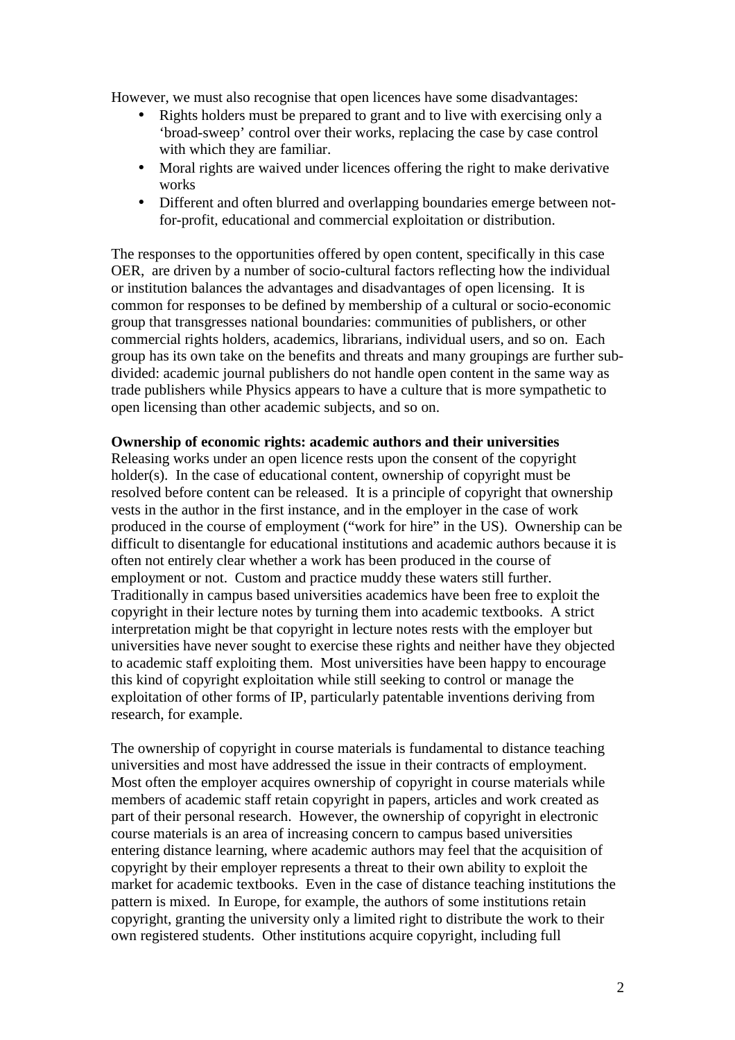However, we must also recognise that open licences have some disadvantages:

- Rights holders must be prepared to grant and to live with exercising only a 'broad-sweep' control over their works, replacing the case by case control with which they are familiar.
- Moral rights are waived under licences offering the right to make derivative works
- Different and often blurred and overlapping boundaries emerge between not-for-profit, educational and commercial exploitation or distribution.

The responses to the opportunities offered by open content, specifically in this case OER, are driven by a number of socio-cultural factors reflecting how the individual or institution balances the advantages and disadvantages of open licensing. It is common for responses to be defined by membership of a cultural or socio-economic group that transgresses national boundaries: communities of publishers, or other commercial rights holders, academics, librarians, individual users, and so on. Each group has its own take on the benefits and threats and many groupings are further sub-divided: academic journal publishers do not handle open content in the same way as trade publishers while Physics appears to have a culture that is more sympathetic to open licensing than other academic subjects, and so on.

**Ownership of economic rights: academic authors and their universities**

Releasing works under an open licence rests upon the consent of the copyright holder(s). In the case of educational content, ownership of copyright must be resolved before content can be released. It is a principle of copyright that ownership vests in the author in the first instance, and in the employer in the case of work produced in the course of employment ("work for hire" in the US). Ownership can be difficult to disentangle for educational institutions and academic authors because it is often not entirely clear whether a work has been produced in the course of employment or not. Custom and practice muddy these waters still further. Traditionally in campus based universities academics have been free to exploit the copyright in their lecture notes by turning them into academic textbooks. A strict interpretation might be that copyright in lecture notes rests with the employer but universities have never sought to exercise these rights and neither have they objected to academic staff exploiting them. Most universities have been happy to encourage this kind of copyright exploitation while still seeking to control or manage the exploitation of other forms of IP, particularly patentable inventions deriving from research, for example.

The ownership of copyright in course materials is fundamental to distance teaching universities and most have addressed the issue in their contracts of employment. Most often the employer acquires ownership of copyright in course materials while members of academic staff retain copyright in papers, articles and work created as part of their personal research. However, the ownership of copyright in electronic course materials is an area of increasing concern to campus based universities entering distance learning, where academic authors may feel that the acquisition of copyright by their employer represents a threat to their own ability to exploit the market for academic textbooks. Even in the case of distance teaching institutions the pattern is mixed. In Europe, for example, the authors of some institutions retain copyright, granting the university only a limited right to distribute the work to their own registered students. Other institutions acquire copyright, including full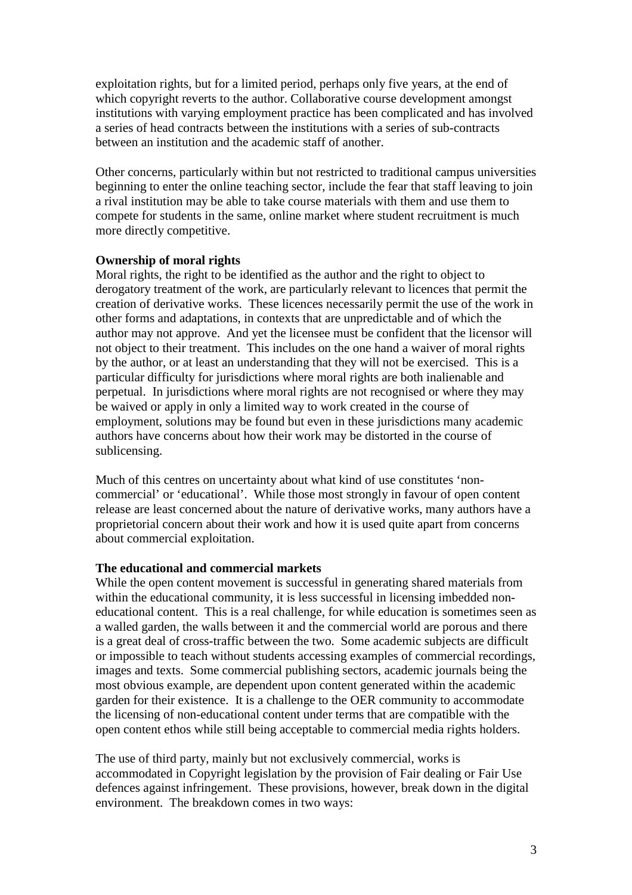exploitation rights, but for a limited period, perhaps only five years, at the end of which copyright reverts to the author. Collaborative course development amongst institutions with varying employment practice has been complicated and has involved a series of head contracts between the institutions with a series of sub-contracts between an institution and the academic staff of another.

Other concerns, particularly within but not restricted to traditional campus universities beginning to enter the online teaching sector, include the fear that staff leaving to join a rival institution may be able to take course materials with them and use them to compete for students in the same, online market where student recruitment is much more directly competitive.

**Ownership of moral rights**

Moral rights, the right to be identified as the author and the right to object to derogatory treatment of the work, are particularly relevant to licences that permit the creation of derivative works. These licences necessarily permit the use of the work in other forms and adaptations, in contexts that are unpredictable and of which the author may not approve. And yet the licensee must be confident that the licensor will not object to their treatment. This includes on the one hand a waiver of moral rights by the author, or at least an understanding that they will not be exercised. This is a particular difficulty for jurisdictions where moral rights are both inalienable and perpetual. In jurisdictions where moral rights are not recognised or where they may be waived or apply in only a limited way to work created in the course of employment, solutions may be found but even in these jurisdictions many academic authors have concerns about how their work may be distorted in the course of sublicensing.

Much of this centres on uncertainty about what kind of use constitutes 'non-commercial' or 'educational'. While those most strongly in favour of open content release are least concerned about the nature of derivative works, many authors have a proprietorial concern about their work and how it is used quite apart from concerns about commercial exploitation.

**The educational and commercial markets**

While the open content movement is successful in generating shared materials from within the educational community, it is less successful in licensing imbedded non-educational content. This is a real challenge, for while education is sometimes seen as a walled garden, the walls between it and the commercial world are porous and there is a great deal of cross-traffic between the two. Some academic subjects are difficult or impossible to teach without students accessing examples of commercial recordings, images and texts. Some commercial publishing sectors, academic journals being the most obvious example, are dependent upon content generated within the academic garden for their existence. It is a challenge to the OER community to accommodate the licensing of non-educational content under terms that are compatible with the open content ethos while still being acceptable to commercial media rights holders.

The use of third party, mainly but not exclusively commercial, works is accommodated in Copyright legislation by the provision of Fair dealing or Fair Use defences against infringement. These provisions, however, break down in the digital environment. The breakdown comes in two ways: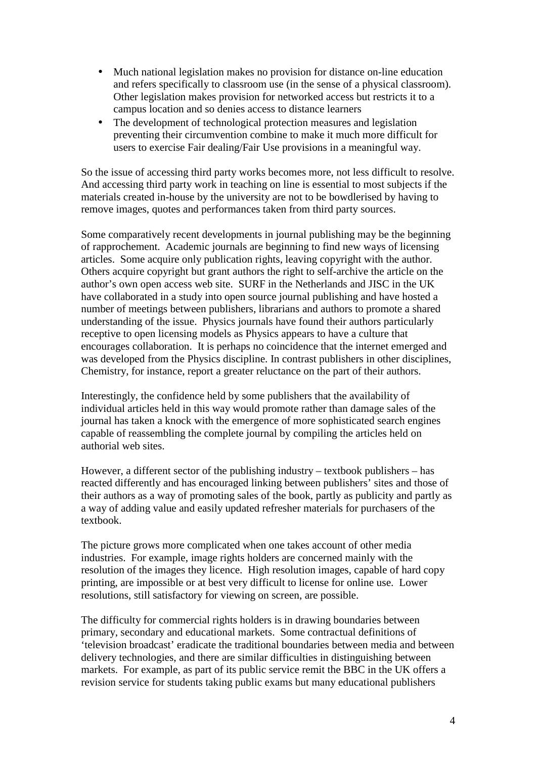- Much national legislation makes no provision for distance on-line education and refers specifically to classroom use (in the sense of a physical classroom). Other legislation makes provision for networked access but restricts it to a campus location and so denies access to distance learners
- The development of technological protection measures and legislation preventing their circumvention combine to make it much more difficult for users to exercise Fair dealing/Fair Use provisions in a meaningful way.

So the issue of accessing third party works becomes more, not less difficult to resolve. And accessing third party work in teaching on line is essential to most subjects if the materials created in-house by the university are not to be bowdlerised by having to remove images, quotes and performances taken from third party sources.

Some comparatively recent developments in journal publishing may be the beginning of rapprochement. Academic journals are beginning to find new ways of licensing articles. Some acquire only publication rights, leaving copyright with the author. Others acquire copyright but grant authors the right to self-archive the article on the author's own open access web site. SURF in the Netherlands and JISC in the UK have collaborated in a study into open source journal publishing and have hosted a number of meetings between publishers, librarians and authors to promote a shared understanding of the issue. Physics journals have found their authors particularly receptive to open licensing models as Physics appears to have a culture that encourages collaboration. It is perhaps no coincidence that the internet emerged and was developed from the Physics discipline. In contrast publishers in other disciplines, Chemistry, for instance, report a greater reluctance on the part of their authors.

Interestingly, the confidence held by some publishers that the availability of individual articles held in this way would promote rather than damage sales of the journal has taken a knock with the emergence of more sophisticated search engines capable of reassembling the complete journal by compiling the articles held on authorial web sites.

However, a different sector of the publishing industry – textbook publishers – has reacted differently and has encouraged linking between publishers' sites and those of their authors as a way of promoting sales of the book, partly as publicity and partly as a way of adding value and easily updated refresher materials for purchasers of the textbook.

The picture grows more complicated when one takes account of other media industries. For example, image rights holders are concerned mainly with the resolution of the images they licence. High resolution images, capable of hard copy printing, are impossible or at best very difficult to license for online use. Lower resolutions, still satisfactory for viewing on screen, are possible.

The difficulty for commercial rights holders is in drawing boundaries between primary, secondary and educational markets. Some contractual definitions of 'television broadcast' eradicate the traditional boundaries between media and between delivery technologies, and there are similar difficulties in distinguishing between markets. For example, as part of its public service remit the BBC in the UK offers a revision service for students taking public exams but many educational publishers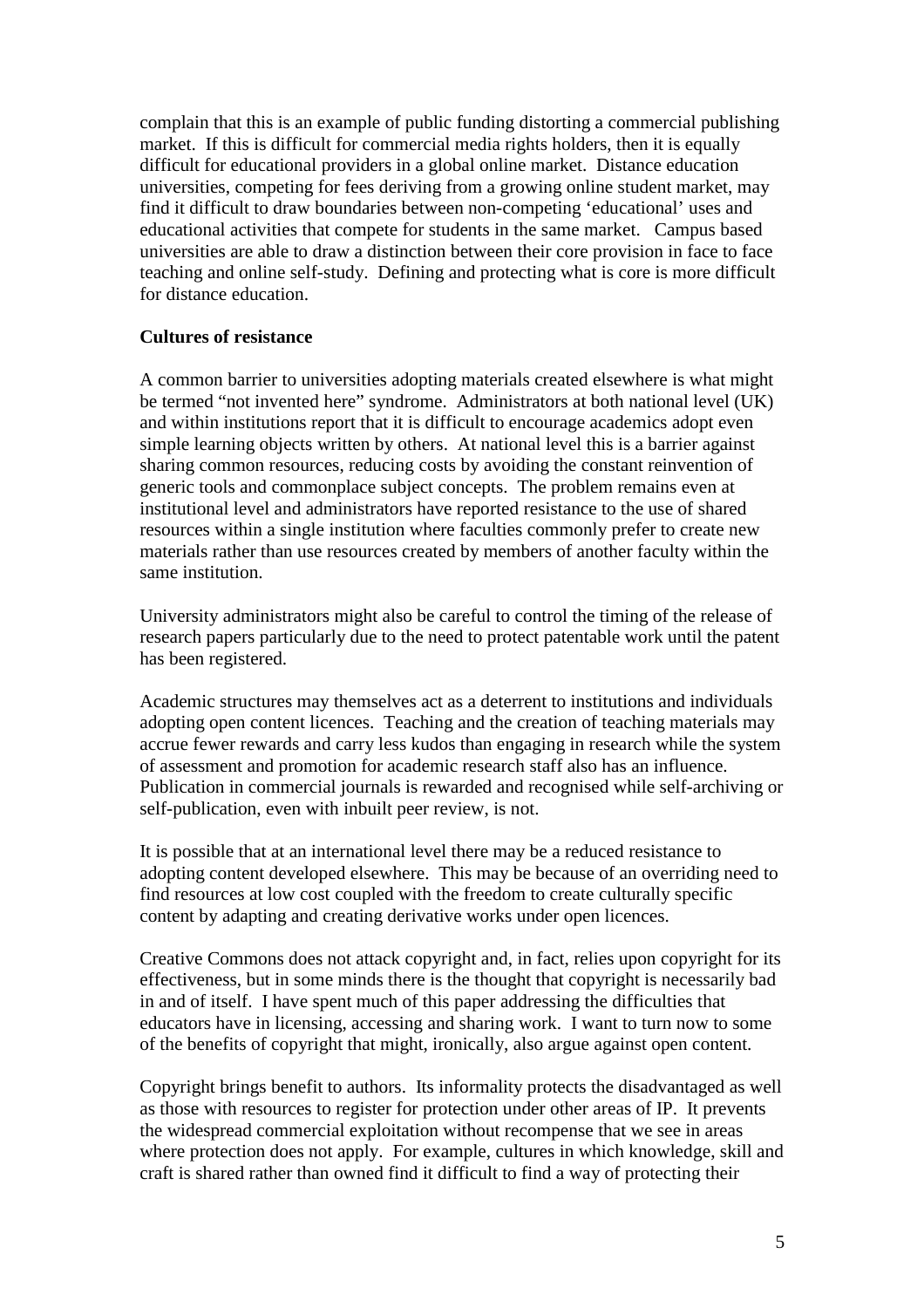complain that this is an example of public funding distorting a commercial publishing market. If this is difficult for commercial media rights holders, then it is equally difficult for educational providers in a global online market. Distance education universities, competing for fees deriving from a growing online student market, may find it difficult to draw boundaries between non-competing 'educational' uses and educational activities that compete for students in the same market. Campus based universities are able to draw a distinction between their core provision in face to face teaching and online self-study. Defining and protecting what is core is more difficult for distance education.

**Cultures of resistance**

A common barrier to universities adopting materials created elsewhere is what might be termed "not invented here" syndrome. Administrators at both national level (UK) and within institutions report that it is difficult to encourage academics adopt even simple learning objects written by others. At national level this is a barrier against sharing common resources, reducing costs by avoiding the constant reinvention of generic tools and commonplace subject concepts. The problem remains even at institutional level and administrators have reported resistance to the use of shared resources within a single institution where faculties commonly prefer to create new materials rather than use resources created by members of another faculty within the same institution.

University administrators might also be careful to control the timing of the release of research papers particularly due to the need to protect patentable work until the patent has been registered.

Academic structures may themselves act as a deterrent to institutions and individuals adopting open content licences. Teaching and the creation of teaching materials may accrue fewer rewards and carry less kudos than engaging in research while the system of assessment and promotion for academic research staff also has an influence. Publication in commercial journals is rewarded and recognised while self-archiving or self-publication, even with inbuilt peer review, is not.

It is possible that at an international level there may be a reduced resistance to adopting content developed elsewhere. This may be because of an overriding need to find resources at low cost coupled with the freedom to create culturally specific content by adapting and creating derivative works under open licences.

Creative Commons does not attack copyright and, in fact, relies upon copyright for its effectiveness, but in some minds there is the thought that copyright is necessarily bad in and of itself. I have spent much of this paper addressing the difficulties that educators have in licensing, accessing and sharing work. I want to turn now to some of the benefits of copyright that might, ironically, also argue against open content.

Copyright brings benefit to authors. Its informality protects the disadvantaged as well as those with resources to register for protection under other areas of IP. It prevents the widespread commercial exploitation without recompense that we see in areas where protection does not apply. For example, cultures in which knowledge, skill and craft is shared rather than owned find it difficult to find a way of protecting their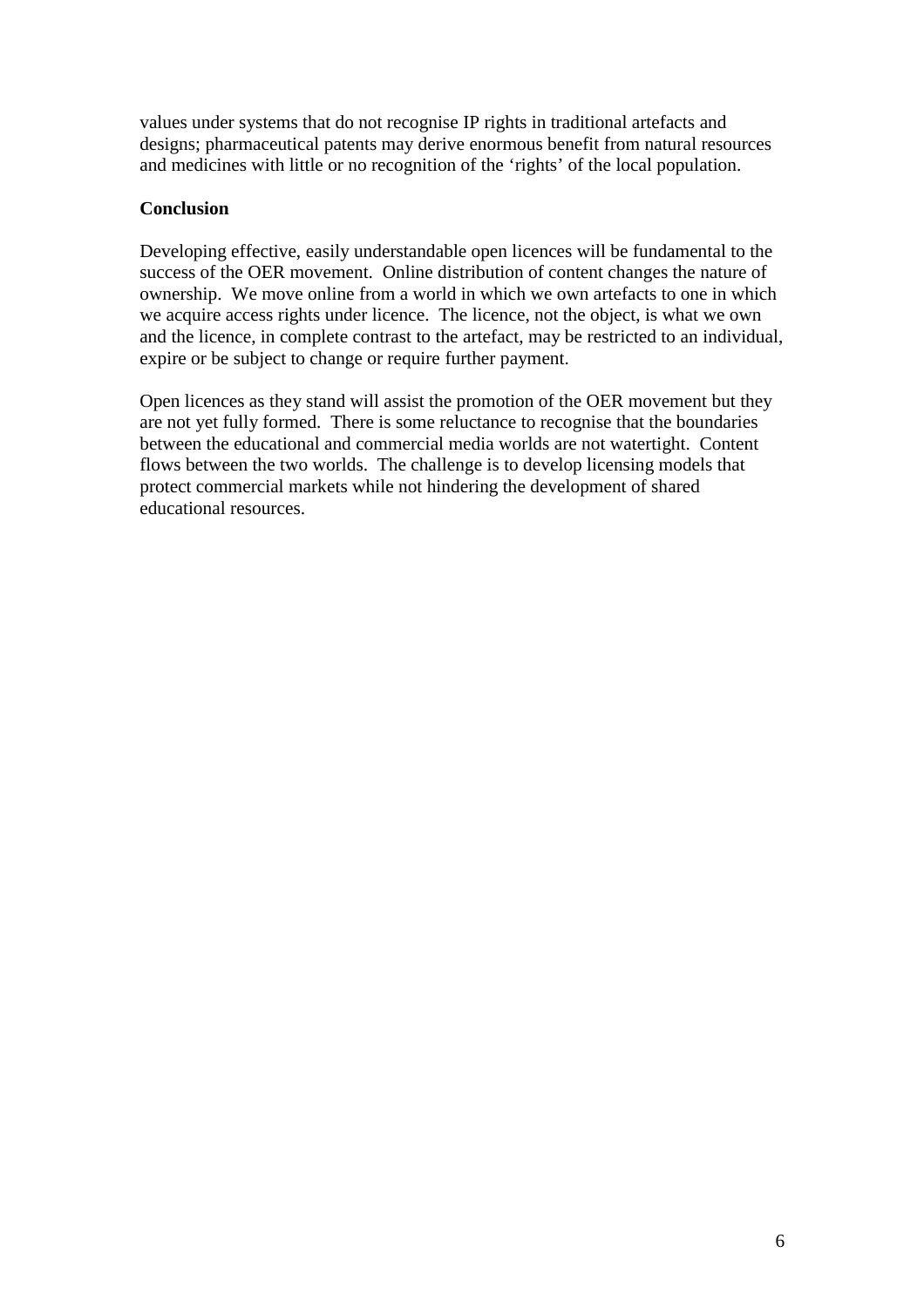values under systems that do not recognise IP rights in traditional artefacts and designs; pharmaceutical patents may derive enormous benefit from natural resources and medicines with little or no recognition of the 'rights' of the local population.

## Conclusion

Developing effective, easily understandable open licences will be fundamental to the success of the OER movement. Online distribution of content changes the nature of ownership. We move online from a world in which we own artefacts to one in which we acquire access rights under licence. The licence, not the object, is what we own and the licence, in complete contrast to the artefact, may be restricted to an individual, expire or be subject to change or require further payment.

Open licences as they stand will assist the promotion of the OER movement but they are not yet fully formed. There is some reluctance to recognise that the boundaries between the educational and commercial media worlds are not watertight. Content flows between the two worlds. The challenge is to develop licensing models that protect commercial markets while not hindering the development of shared educational resources.